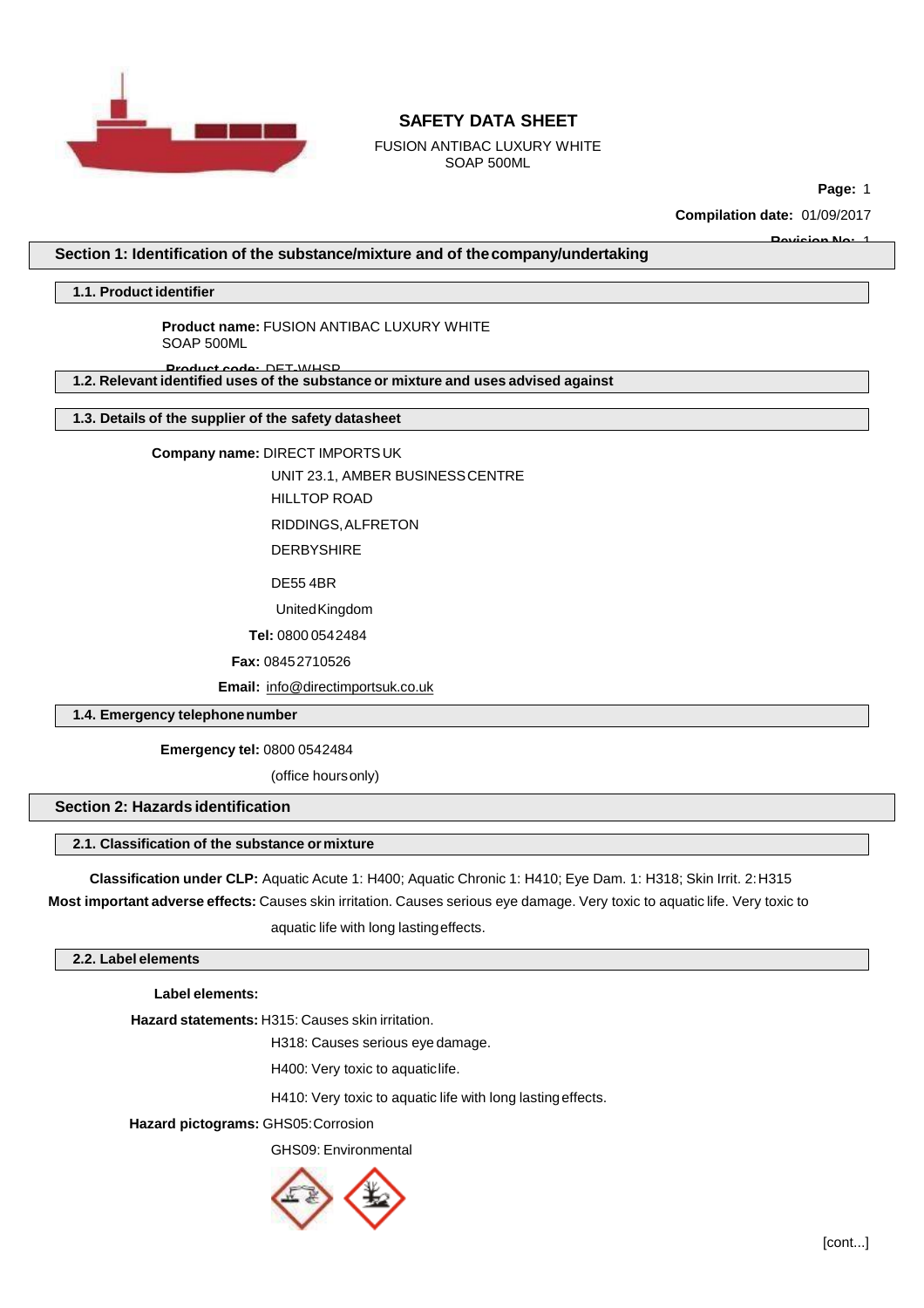# SAFETY DATA SHEET

FUSION ANTIBAC LUXURY WHITE SOAP 500ML

**Compilation date:** 01/09/2017

**Revision No:** 1

## Section 1: Identification of the substance/mixture and of the company/undertaking

### 1.1. Product identifier

**Product name:** FUSION ANTIBAC LUXURY WHITE SOAP 500ML

**Product code:** DFT-WHSP

### 1.2. Relevant identified uses of the substance or mixture and uses advised against

### 1.3. Details of the supplier of the safety datasheet

**Company name:** DIRECT IMPORTS UK

UNIT 23.1, AMBER BUSINESS CENTRE

HILLTOP ROAD

RIDDINGS, ALFRETON

DERBYSHIRE

DE55 4BR

United Kingdom

**Tel:** 0800 0542484

**Fax:** 08452710526

**Email:** info@directimportsuk.co.uk

### 1.4. Emergency telephone number

**Emergency tel:** 0800 0542484

(office hours only)

## Section 2: Hazards identification

### 2.1. Classification of the substance or mixture

**Classification under CLP:** Aquatic Acute 1: H400; Aquatic Chronic 1: H410; Eye Dam. 1: H318; Skin Irrit. 2: H315

**Most important adverse effects:** Causes skin irritation. Causes serious eye damage. Very toxic to aquatic life. Very toxic to aquatic life with long lasting effects.

### 2.2. Label elements

**Label elements:**

**Hazard statements:** H315: Causes skin irritation.

H318: Causes serious eye damage.

H400: Very toxic to aquatic life.

H410: Very toxic to aquatic life with long lasting effects.

**Hazard pictograms:** GHS05: Corrosion

GHS09: Environmental

[cont...]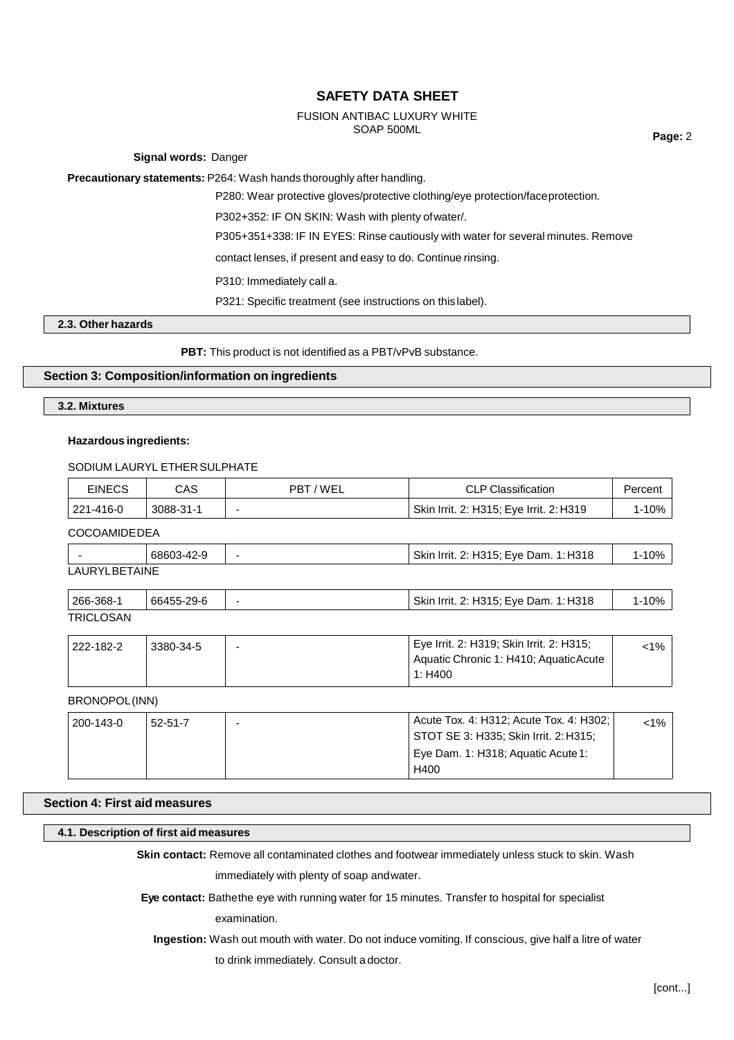**Signal words:** Danger

**Precautionary statements:** P264: Wash hands thoroughly after handling.

P280: Wear protective gloves/protective clothing/eye protection/face protection.

P302+352: IF ON SKIN: Wash with plenty of water/.

P305+351+338: IF IN EYES: Rinse cautiously with water for several minutes. Remove contact lenses, if present and easy to do. Continue rinsing.

P310: Immediately call a.

P321: Specific treatment (see instructions on this label).

### 2.3. Other hazards

**PBT:** This product is not identified as a PBT/vPvB substance.

## Section 3: Composition/information on ingredients

### 3.2. Mixtures

**Hazardous ingredients:**

SODIUM LAURYL ETHER SULPHATE

| EINECS | CAS | PBT / WEL | CLP Classification | Percent |
|---|---|---|---|---|
| 221-416-0 | 3088-31-1 | - | Skin Irrit. 2: H315; Eye Irrit. 2: H319 | 1-10% |

COCOAMIDEDEA

| EINECS | CAS | PBT / WEL | CLP Classification | Percent |
|---|---|---|---|---|
| - | 68603-42-9 | - | Skin Irrit. 2: H315; Eye Dam. 1: H318 | 1-10% |

LAURYLBETAINE

| EINECS | CAS | PBT / WEL | CLP Classification | Percent |
|---|---|---|---|---|
| 266-368-1 | 66455-29-6 | - | Skin Irrit. 2: H315; Eye Dam. 1: H318 | 1-10% |

TRICLOSAN

| EINECS | CAS | PBT / WEL | CLP Classification | Percent |
|---|---|---|---|---|
| 222-182-2 | 3380-34-5 | - | Eye Irrit. 2: H319; Skin Irrit. 2: H315; Aquatic Chronic 1: H410; Aquatic Acute 1: H400 | <1% |

BRONOPOL (INN)

| EINECS | CAS | PBT / WEL | CLP Classification | Percent |
|---|---|---|---|---|
| 200-143-0 | 52-51-7 | - | Acute Tox. 4: H312; Acute Tox. 4: H302; STOT SE 3: H335; Skin Irrit. 2: H315; Eye Dam. 1: H318; Aquatic Acute 1: H400 | <1% |

## Section 4: First aid measures

### 4.1. Description of first aid measures

**Skin contact:** Remove all contaminated clothes and footwear immediately unless stuck to skin. Wash immediately with plenty of soap and water.

**Eye contact:** Bathe the eye with running water for 15 minutes. Transfer to hospital for specialist examination.

**Ingestion:** Wash out mouth with water. Do not induce vomiting. If conscious, give half a litre of water to drink immediately. Consult a doctor.

[cont...]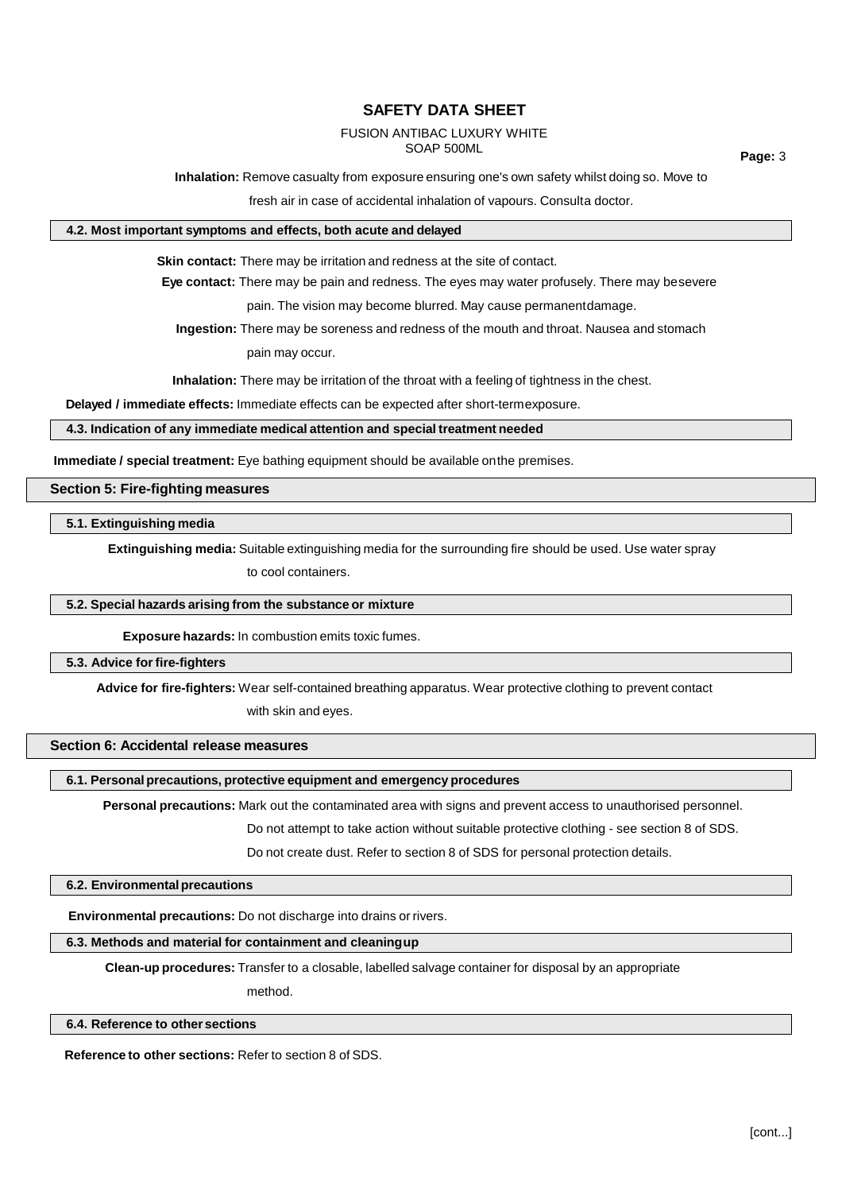**Inhalation:** Remove casualty from exposure ensuring one's own safety whilst doing so. Move to fresh air in case of accidental inhalation of vapours. Consulta doctor.

### 4.2. Most important symptoms and effects, both acute and delayed

**Skin contact:** There may be irritation and redness at the site of contact.

**Eye contact:** There may be pain and redness. The eyes may water profusely. There may besevere pain. The vision may become blurred. May cause permanentdamage.

**Ingestion:** There may be soreness and redness of the mouth and throat. Nausea and stomach pain may occur.

**Inhalation:** There may be irritation of the throat with a feeling of tightness in the chest.

**Delayed / immediate effects:** Immediate effects can be expected after short-termexposure.

### 4.3. Indication of any immediate medical attention and special treatment needed

**Immediate / special treatment:** Eye bathing equipment should be available onthe premises.

## Section 5: Fire-fighting measures

### 5.1. Extinguishing media

**Extinguishing media:** Suitable extinguishing media for the surrounding fire should be used. Use water spray to cool containers.

### 5.2. Special hazards arising from the substance or mixture

**Exposure hazards:** In combustion emits toxic fumes.

### 5.3. Advice for fire-fighters

**Advice for fire-fighters:** Wear self-contained breathing apparatus. Wear protective clothing to prevent contact with skin and eyes.

## Section 6: Accidental release measures

### 6.1. Personal precautions, protective equipment and emergency procedures

**Personal precautions:** Mark out the contaminated area with signs and prevent access to unauthorised personnel.
Do not attempt to take action without suitable protective clothing - see section 8 of SDS.
Do not create dust. Refer to section 8 of SDS for personal protection details.

### 6.2. Environmental precautions

**Environmental precautions:** Do not discharge into drains or rivers.

### 6.3. Methods and material for containment and cleaningup

**Clean-up procedures:** Transfer to a closable, labelled salvage container for disposal by an appropriate method.

### 6.4. Reference to other sections

**Reference to other sections:** Refer to section 8 of SDS.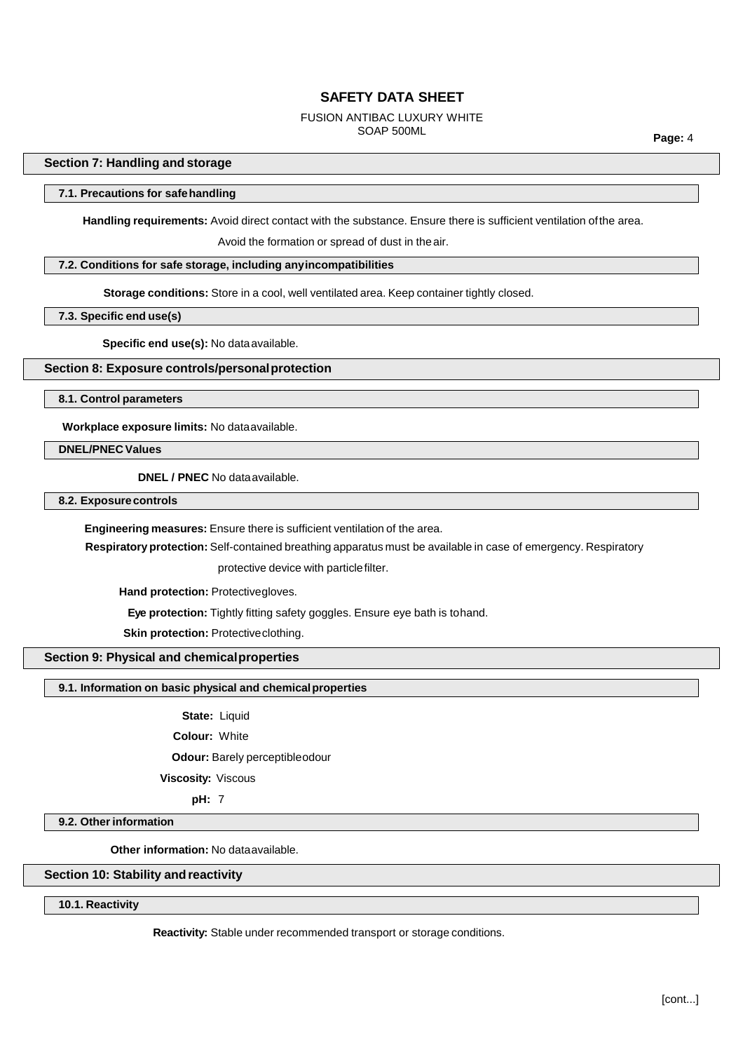## Section 7: Handling and storage

### 7.1. Precautions for safe handling

**Handling requirements:** Avoid direct contact with the substance. Ensure there is sufficient ventilation of the area. Avoid the formation or spread of dust in the air.

### 7.2. Conditions for safe storage, including any incompatibilities

**Storage conditions:** Store in a cool, well ventilated area. Keep container tightly closed.

### 7.3. Specific end use(s)

**Specific end use(s):** No data available.

## Section 8: Exposure controls/personal protection

### 8.1. Control parameters

**Workplace exposure limits:** No data available.

### DNEL/PNEC Values

**DNEL / PNEC** No data available.

### 8.2. Exposure controls

**Engineering measures:** Ensure there is sufficient ventilation of the area.

**Respiratory protection:** Self-contained breathing apparatus must be available in case of emergency. Respiratory protective device with particle filter.

**Hand protection:** Protective gloves.

**Eye protection:** Tightly fitting safety goggles. Ensure eye bath is to hand.

**Skin protection:** Protective clothing.

## Section 9: Physical and chemical properties

### 9.1. Information on basic physical and chemical properties

**State:** Liquid

**Colour:** White

**Odour:** Barely perceptible odour

**Viscosity:** Viscous

**pH:** 7

### 9.2. Other information

**Other information:** No data available.

## Section 10: Stability and reactivity

### 10.1. Reactivity

**Reactivity:** Stable under recommended transport or storage conditions.

[cont...]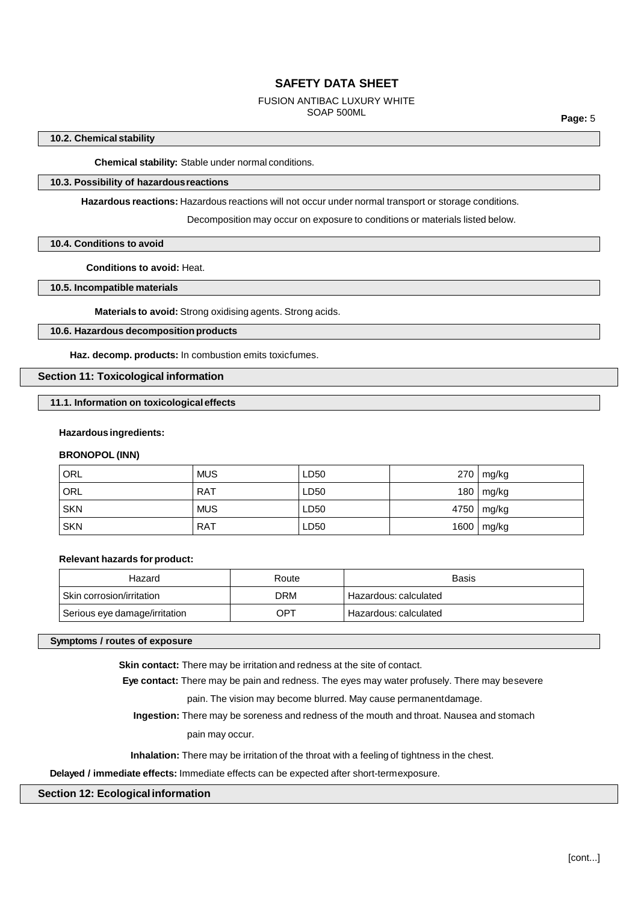### 10.2. Chemical stability

**Chemical stability:** Stable under normal conditions.

### 10.3. Possibility of hazardous reactions

**Hazardous reactions:** Hazardous reactions will not occur under normal transport or storage conditions.

Decomposition may occur on exposure to conditions or materials listed below.

### 10.4. Conditions to avoid

**Conditions to avoid:** Heat.

### 10.5. Incompatible materials

**Materials to avoid:** Strong oxidising agents. Strong acids.

### 10.6. Hazardous decomposition products

**Haz. decomp. products:** In combustion emits toxic fumes.

## Section 11: Toxicological information

### 11.1. Information on toxicological effects

**Hazardous ingredients:**

**BRONOPOL (INN)**

| | | | | |
|---|---|---|---|---|
| ORL | MUS | LD50 | 270 | mg/kg |
| ORL | RAT | LD50 | 180 | mg/kg |
| SKN | MUS | LD50 | 4750 | mg/kg |
| SKN | RAT | LD50 | 1600 | mg/kg |

**Relevant hazards for product:**

| Hazard | Route | Basis |
|---|---|---|
| Skin corrosion/irritation | DRM | Hazardous: calculated |
| Serious eye damage/irritation | OPT | Hazardous: calculated |

### Symptoms / routes of exposure

**Skin contact:** There may be irritation and redness at the site of contact.

**Eye contact:** There may be pain and redness. The eyes may water profusely. There may be severe pain. The vision may become blurred. May cause permanent damage.

**Ingestion:** There may be soreness and redness of the mouth and throat. Nausea and stomach pain may occur.

**Inhalation:** There may be irritation of the throat with a feeling of tightness in the chest.

**Delayed / immediate effects:** Immediate effects can be expected after short-term exposure.

## Section 12: Ecological information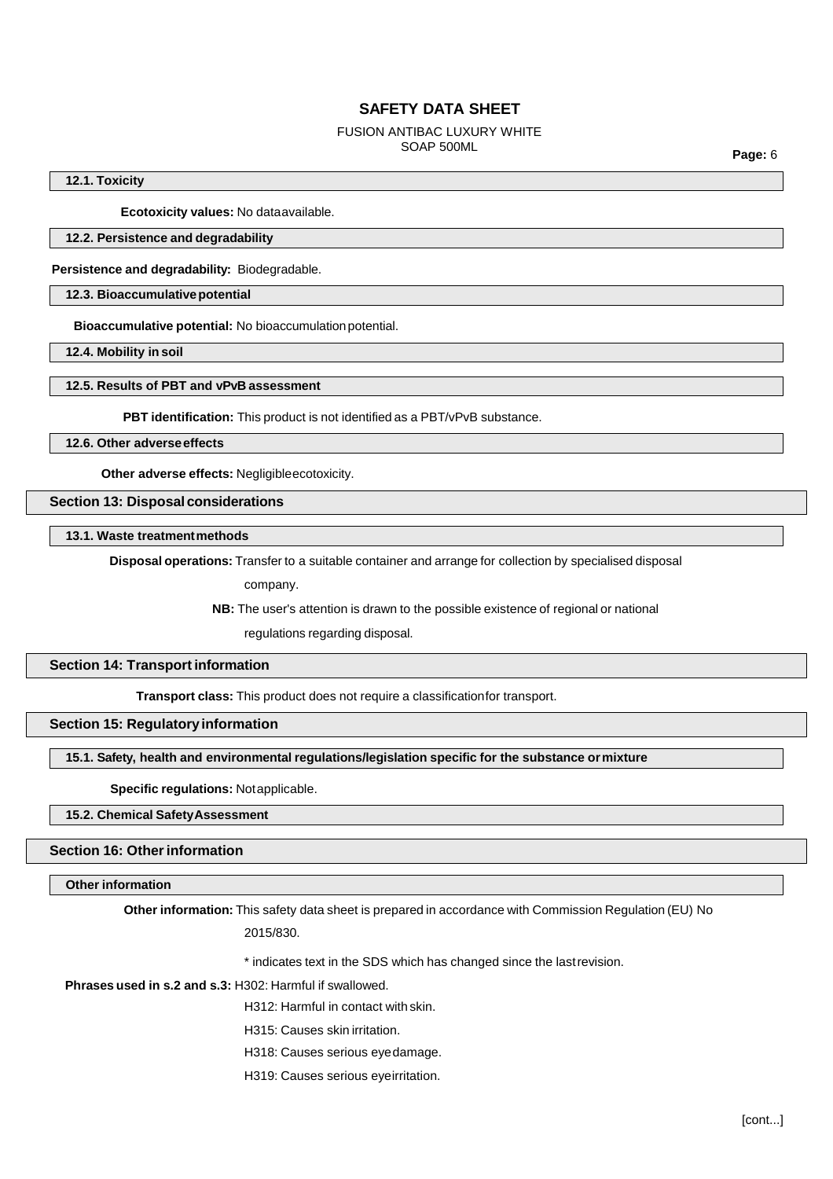### 12.1. Toxicity

**Ecotoxicity values:** No data available.

### 12.2. Persistence and degradability

**Persistence and degradability:** Biodegradable.

### 12.3. Bioaccumulative potential

**Bioaccumulative potential:** No bioaccumulation potential.

### 12.4. Mobility in soil

### 12.5. Results of PBT and vPvB assessment

**PBT identification:** This product is not identified as a PBT/vPvB substance.

### 12.6. Other adverse effects

**Other adverse effects:** Negligible ecotoxicity.

## Section 13: Disposal considerations

### 13.1. Waste treatment methods

**Disposal operations:** Transfer to a suitable container and arrange for collection by specialised disposal company.

**NB:** The user's attention is drawn to the possible existence of regional or national regulations regarding disposal.

## Section 14: Transport information

**Transport class:** This product does not require a classification for transport.

## Section 15: Regulatory information

### 15.1. Safety, health and environmental regulations/legislation specific for the substance or mixture

**Specific regulations:** Not applicable.

### 15.2. Chemical Safety Assessment

## Section 16: Other information

### Other information

**Other information:** This safety data sheet is prepared in accordance with Commission Regulation (EU) No 2015/830.

* indicates text in the SDS which has changed since the last revision.

**Phrases used in s.2 and s.3:** H302: Harmful if swallowed.

H312: Harmful in contact with skin.

H315: Causes skin irritation.

H318: Causes serious eye damage.

H319: Causes serious eye irritation.

[cont...]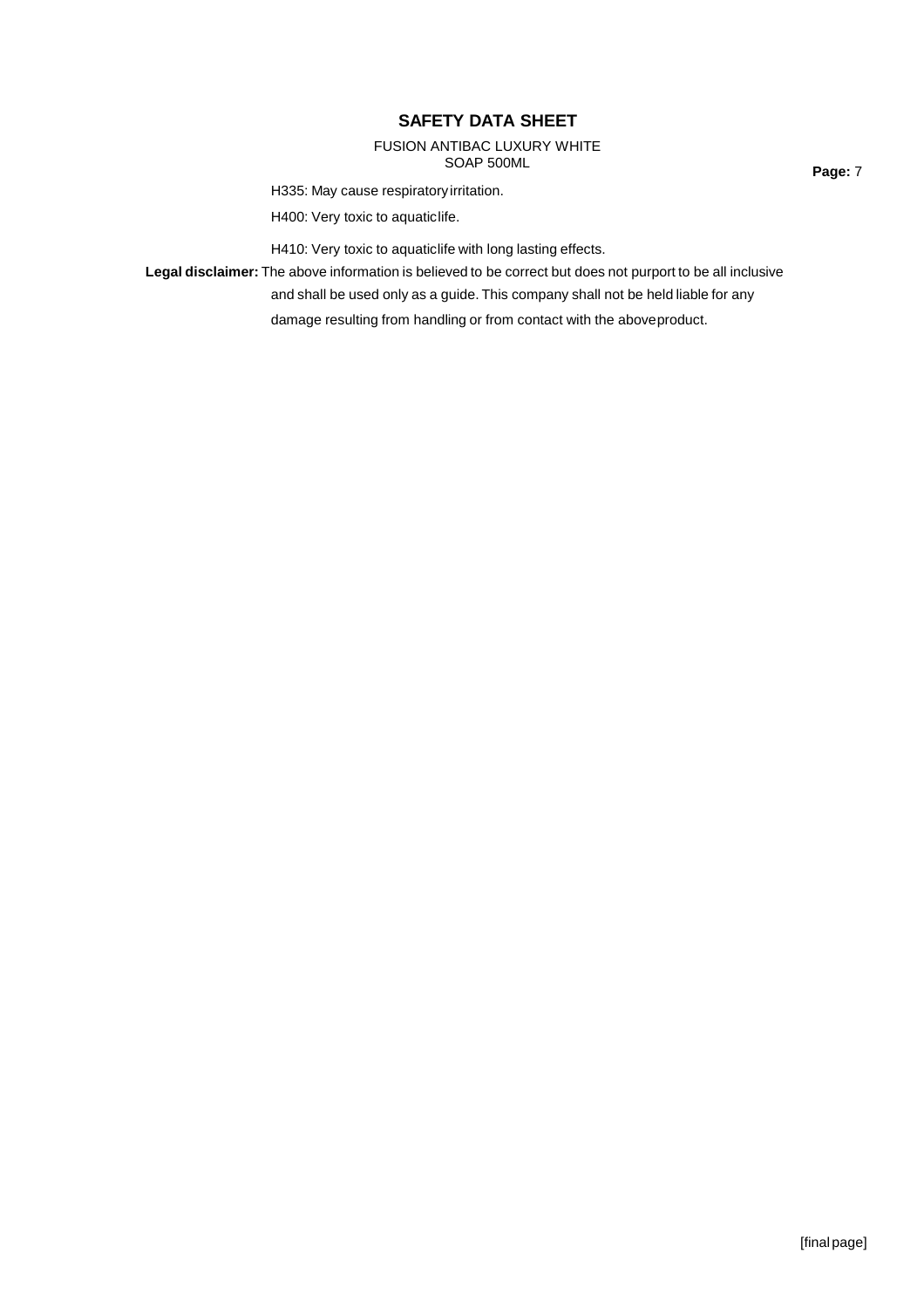H335: May cause respiratory irritation.

H400: Very toxic to aquatic life.

H410: Very toxic to aquatic life with long lasting effects.

**Legal disclaimer:** The above information is believed to be correct but does not purport to be all inclusive and shall be used only as a guide. This company shall not be held liable for any damage resulting from handling or from contact with the above product.

[final page]